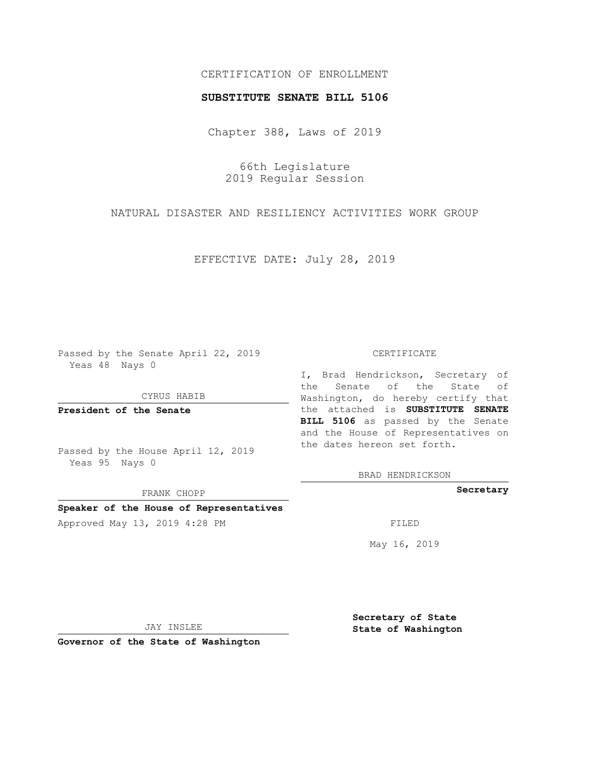CERTIFICATION OF ENROLLMENT

**SUBSTITUTE SENATE BILL 5106**

Chapter 388, Laws of 2019

66th Legislature
2019 Regular Session

NATURAL DISASTER AND RESILIENCY ACTIVITIES WORK GROUP

EFFECTIVE DATE: July 28, 2019

Passed by the Senate April 22, 2019
Yeas 48 Nays 0

CYRUS HABIB

**President of the Senate**

Passed by the House April 12, 2019
Yeas 95 Nays 0

FRANK CHOPP

**Speaker of the House of Representatives**

Approved May 13, 2019 4:28 PM

JAY INSLEE

**Governor of the State of Washington**

CERTIFICATE

I, Brad Hendrickson, Secretary of the Senate of the State of Washington, do hereby certify that the attached is **SUBSTITUTE SENATE BILL 5106** as passed by the Senate and the House of Representatives on the dates hereon set forth.

BRAD HENDRICKSON

**Secretary**

FILED

May 16, 2019

**Secretary of State**
**State of Washington**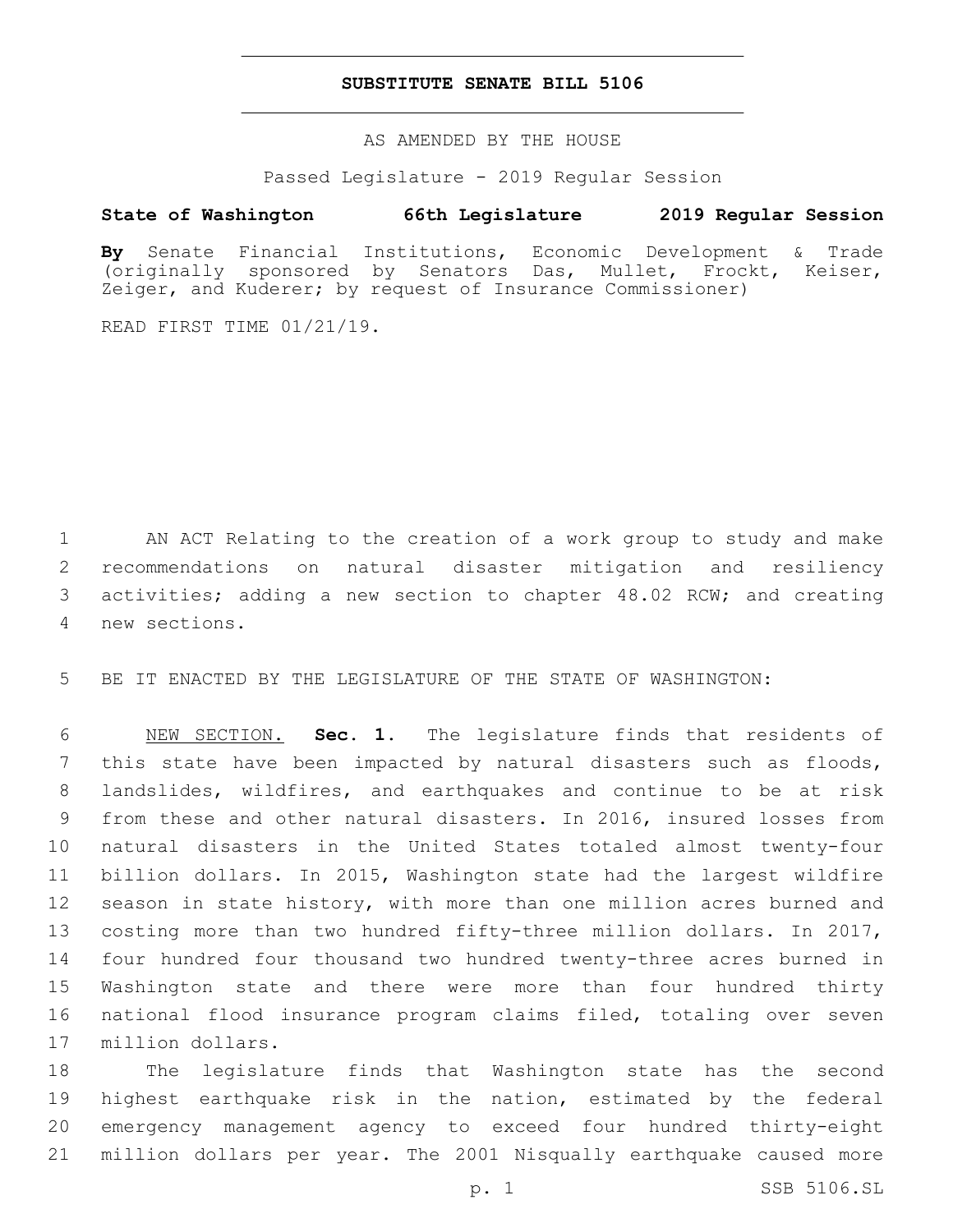# SUBSTITUTE SENATE BILL 5106

AS AMENDED BY THE HOUSE

Passed Legislature - 2019 Regular Session

**State of Washington 66th Legislature 2019 Regular Session**

**By** Senate Financial Institutions, Economic Development & Trade (originally sponsored by Senators Das, Mullet, Frockt, Keiser, Zeiger, and Kuderer; by request of Insurance Commissioner)

READ FIRST TIME 01/21/19.

AN ACT Relating to the creation of a work group to study and make recommendations on natural disaster mitigation and resiliency activities; adding a new section to chapter 48.02 RCW; and creating new sections.

BE IT ENACTED BY THE LEGISLATURE OF THE STATE OF WASHINGTON:

NEW SECTION. **Sec. 1.** The legislature finds that residents of this state have been impacted by natural disasters such as floods, landslides, wildfires, and earthquakes and continue to be at risk from these and other natural disasters. In 2016, insured losses from natural disasters in the United States totaled almost twenty-four billion dollars. In 2015, Washington state had the largest wildfire season in state history, with more than one million acres burned and costing more than two hundred fifty-three million dollars. In 2017, four hundred four thousand two hundred twenty-three acres burned in Washington state and there were more than four hundred thirty national flood insurance program claims filed, totaling over seven million dollars.

The legislature finds that Washington state has the second highest earthquake risk in the nation, estimated by the federal emergency management agency to exceed four hundred thirty-eight million dollars per year. The 2001 Nisqually earthquake caused more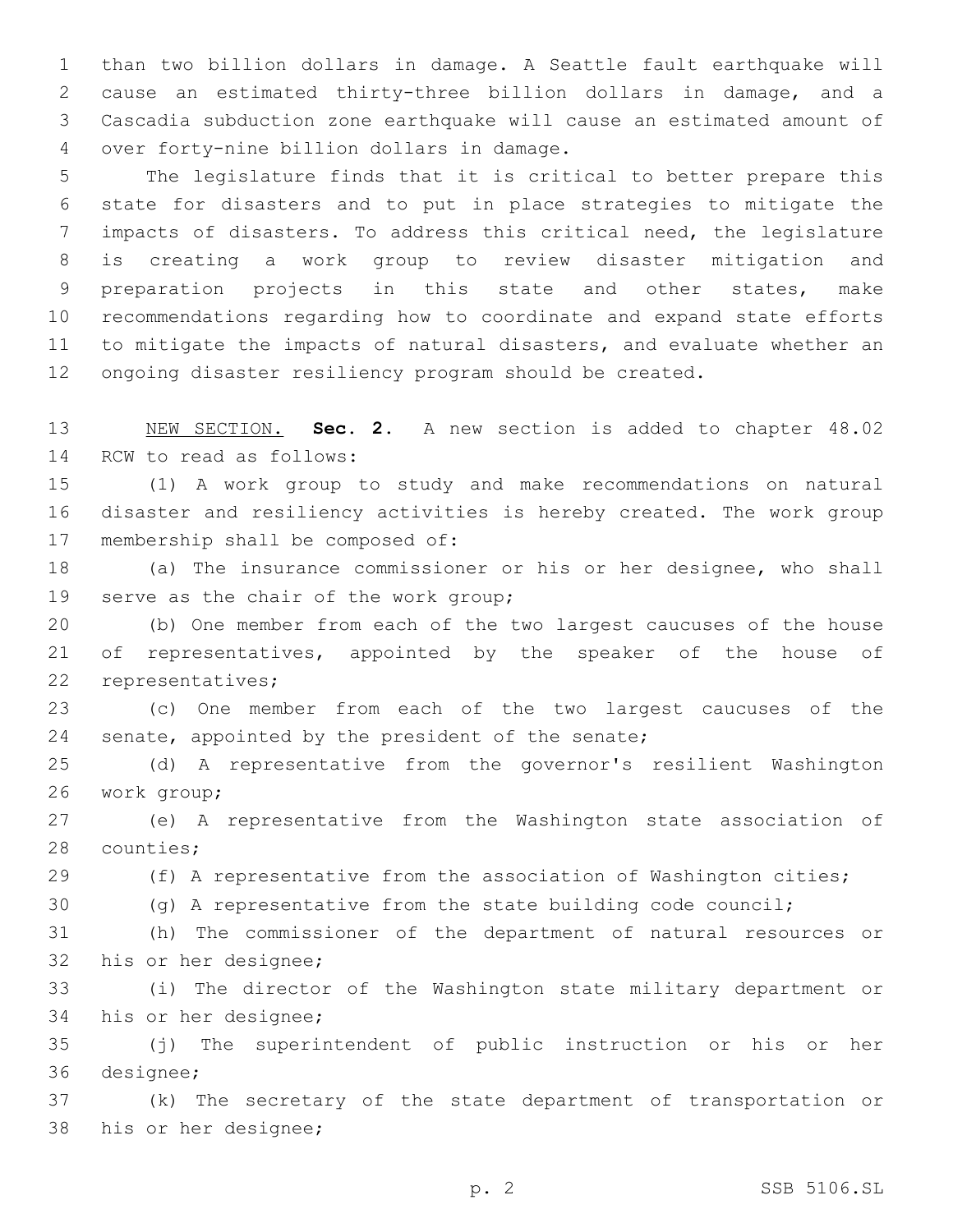than two billion dollars in damage. A Seattle fault earthquake will cause an estimated thirty-three billion dollars in damage, and a Cascadia subduction zone earthquake will cause an estimated amount of over forty-nine billion dollars in damage.

The legislature finds that it is critical to better prepare this state for disasters and to put in place strategies to mitigate the impacts of disasters. To address this critical need, the legislature is creating a work group to review disaster mitigation and preparation projects in this state and other states, make recommendations regarding how to coordinate and expand state efforts to mitigate the impacts of natural disasters, and evaluate whether an ongoing disaster resiliency program should be created.

NEW SECTION. **Sec. 2.** A new section is added to chapter 48.02 RCW to read as follows:

(1) A work group to study and make recommendations on natural disaster and resiliency activities is hereby created. The work group membership shall be composed of:

(a) The insurance commissioner or his or her designee, who shall serve as the chair of the work group;

(b) One member from each of the two largest caucuses of the house of representatives, appointed by the speaker of the house of representatives;

(c) One member from each of the two largest caucuses of the senate, appointed by the president of the senate;

(d) A representative from the governor's resilient Washington work group;

(e) A representative from the Washington state association of counties;

(f) A representative from the association of Washington cities;

(g) A representative from the state building code council;

(h) The commissioner of the department of natural resources or his or her designee;

(i) The director of the Washington state military department or his or her designee;

(j) The superintendent of public instruction or his or her designee;

(k) The secretary of the state department of transportation or his or her designee;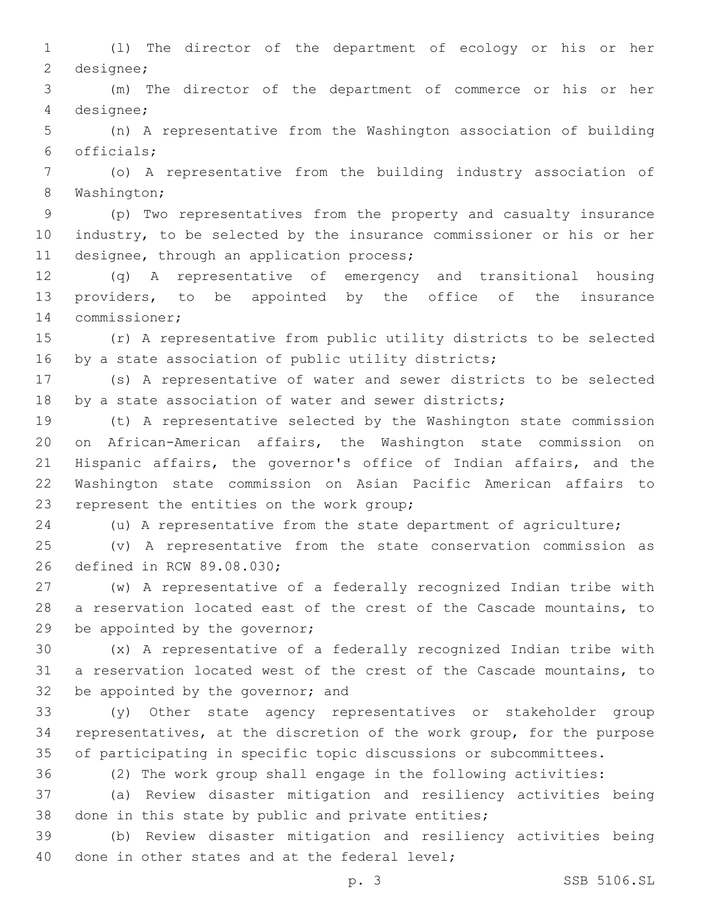(l) The director of the department of ecology or his or her designee;

(m) The director of the department of commerce or his or her designee;

(n) A representative from the Washington association of building officials;

(o) A representative from the building industry association of Washington;

(p) Two representatives from the property and casualty insurance industry, to be selected by the insurance commissioner or his or her designee, through an application process;

(q) A representative of emergency and transitional housing providers, to be appointed by the office of the insurance commissioner;

(r) A representative from public utility districts to be selected by a state association of public utility districts;

(s) A representative of water and sewer districts to be selected by a state association of water and sewer districts;

(t) A representative selected by the Washington state commission on African-American affairs, the Washington state commission on Hispanic affairs, the governor's office of Indian affairs, and the Washington state commission on Asian Pacific American affairs to represent the entities on the work group;

(u) A representative from the state department of agriculture;

(v) A representative from the state conservation commission as defined in RCW 89.08.030;

(w) A representative of a federally recognized Indian tribe with a reservation located east of the crest of the Cascade mountains, to be appointed by the governor;

(x) A representative of a federally recognized Indian tribe with a reservation located west of the crest of the Cascade mountains, to be appointed by the governor; and

(y) Other state agency representatives or stakeholder group representatives, at the discretion of the work group, for the purpose of participating in specific topic discussions or subcommittees.

(2) The work group shall engage in the following activities:

(a) Review disaster mitigation and resiliency activities being done in this state by public and private entities;

(b) Review disaster mitigation and resiliency activities being done in other states and at the federal level;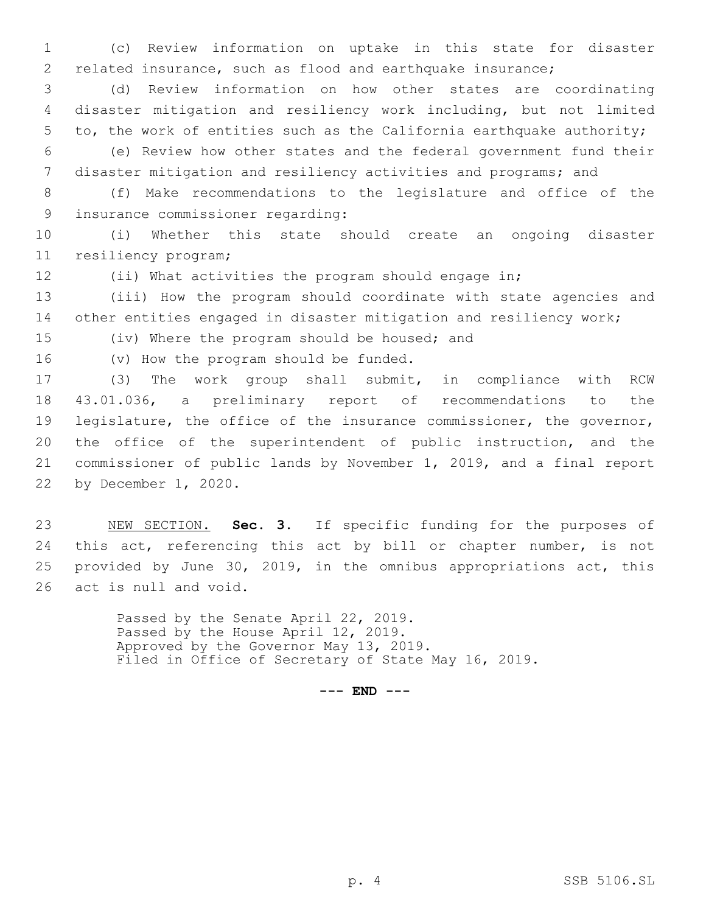(c) Review information on uptake in this state for disaster related insurance, such as flood and earthquake insurance;

(d) Review information on how other states are coordinating disaster mitigation and resiliency work including, but not limited to, the work of entities such as the California earthquake authority;

(e) Review how other states and the federal government fund their disaster mitigation and resiliency activities and programs; and

(f) Make recommendations to the legislature and office of the insurance commissioner regarding:

(i) Whether this state should create an ongoing disaster resiliency program;

(ii) What activities the program should engage in;

(iii) How the program should coordinate with state agencies and other entities engaged in disaster mitigation and resiliency work;

(iv) Where the program should be housed; and

(v) How the program should be funded.

(3) The work group shall submit, in compliance with RCW 43.01.036, a preliminary report of recommendations to the legislature, the office of the insurance commissioner, the governor, the office of the superintendent of public instruction, and the commissioner of public lands by November 1, 2019, and a final report by December 1, 2020.

NEW SECTION. **Sec. 3.** If specific funding for the purposes of this act, referencing this act by bill or chapter number, is not provided by June 30, 2019, in the omnibus appropriations act, this act is null and void.

Passed by the Senate April 22, 2019.
Passed by the House April 12, 2019.
Approved by the Governor May 13, 2019.
Filed in Office of Secretary of State May 16, 2019.

**--- END ---**